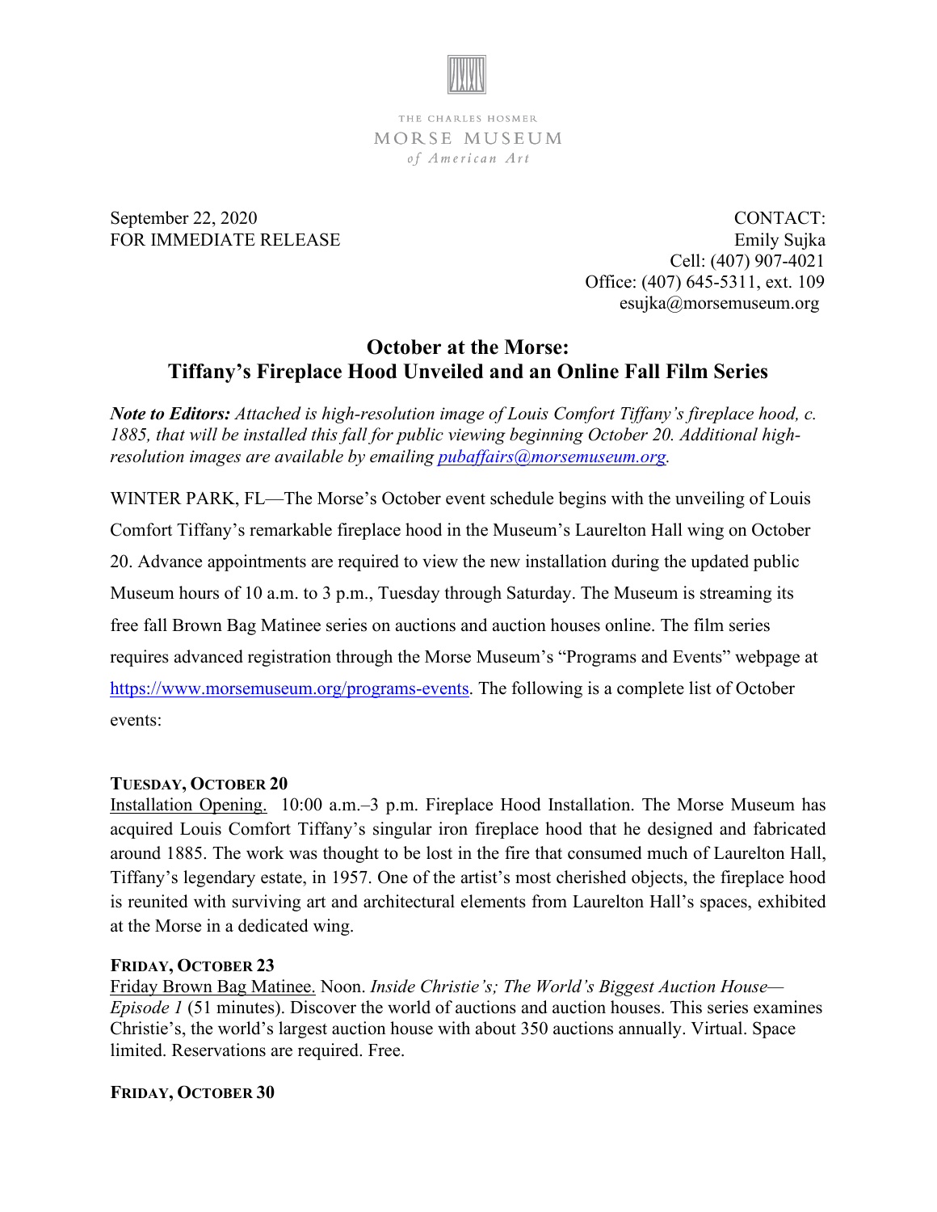THE CHARLES HOSMER
MORSE MUSEUM
*of American Art*

September 22, 2020
FOR IMMEDIATE RELEASE

CONTACT:
Emily Sujka
Cell: (407) 907-4021
Office: (407) 645-5311, ext. 109
esujka@morsemuseum.org

# October at the Morse: Tiffany's Fireplace Hood Unveiled and an Online Fall Film Series

***Note to Editors:*** *Attached is high-resolution image of Louis Comfort Tiffany's fireplace hood, c. 1885, that will be installed this fall for public viewing beginning October 20. Additional high-resolution images are available by emailing [pubaffairs@morsemuseum.org](mailto:pubaffairs@morsemuseum.org).*

WINTER PARK, FL—The Morse's October event schedule begins with the unveiling of Louis Comfort Tiffany's remarkable fireplace hood in the Museum's Laurelton Hall wing on October 20. Advance appointments are required to view the new installation during the updated public Museum hours of 10 a.m. to 3 p.m., Tuesday through Saturday. The Museum is streaming its free fall Brown Bag Matinee series on auctions and auction houses online. The film series requires advanced registration through the Morse Museum's "Programs and Events" webpage at [https://www.morsemuseum.org/programs-events](https://www.morsemuseum.org/programs-events). The following is a complete list of October events:

**TUESDAY, OCTOBER 20**
Installation Opening. 10:00 a.m.–3 p.m. Fireplace Hood Installation. The Morse Museum has acquired Louis Comfort Tiffany's singular iron fireplace hood that he designed and fabricated around 1885. The work was thought to be lost in the fire that consumed much of Laurelton Hall, Tiffany's legendary estate, in 1957. One of the artist's most cherished objects, the fireplace hood is reunited with surviving art and architectural elements from Laurelton Hall's spaces, exhibited at the Morse in a dedicated wing.

**FRIDAY, OCTOBER 23**
Friday Brown Bag Matinee. Noon. *Inside Christie's; The World's Biggest Auction House—Episode 1* (51 minutes). Discover the world of auctions and auction houses. This series examines Christie's, the world's largest auction house with about 350 auctions annually. Virtual. Space limited. Reservations are required. Free.

**FRIDAY, OCTOBER 30**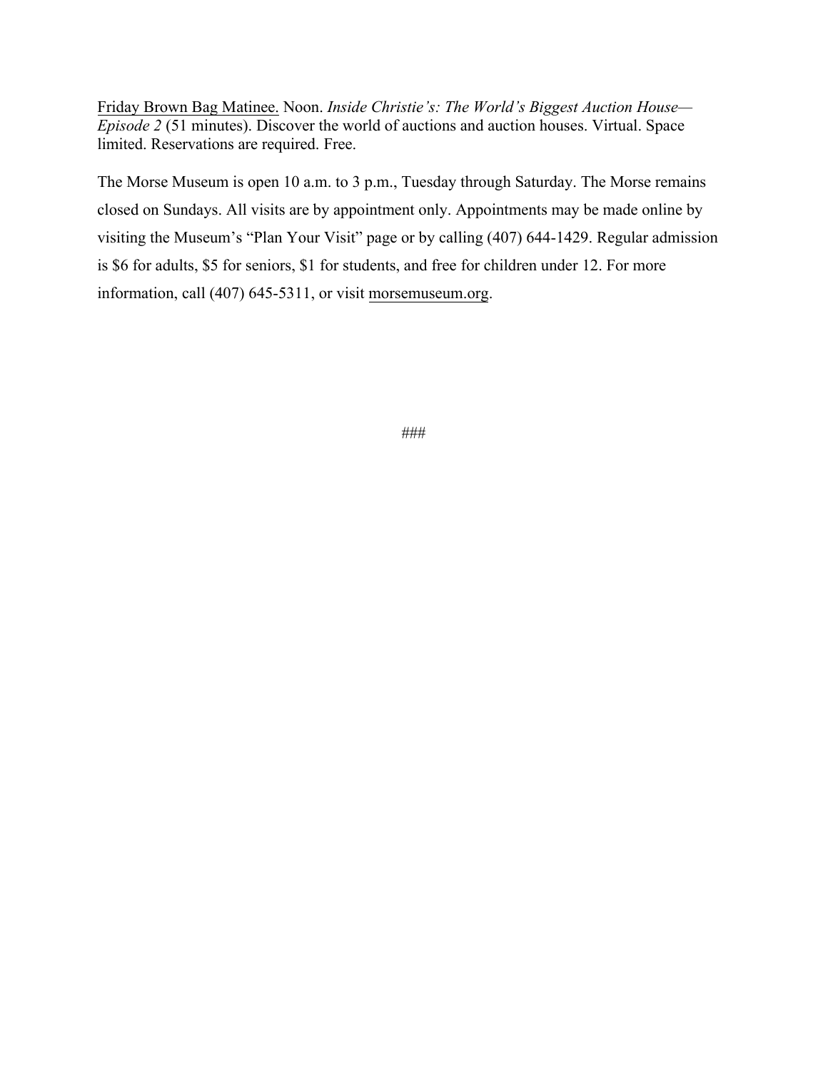<u>Friday Brown Bag Matinee.</u> Noon. *Inside Christie's: The World's Biggest Auction House—Episode 2* (51 minutes). Discover the world of auctions and auction houses. Virtual. Space limited. Reservations are required. Free.

The Morse Museum is open 10 a.m. to 3 p.m., Tuesday through Saturday. The Morse remains closed on Sundays. All visits are by appointment only. Appointments may be made online by visiting the Museum's "Plan Your Visit" page or by calling (407) 644-1429. Regular admission is $6 for adults, $5 for seniors, $1 for students, and free for children under 12. For more information, call (407) 645-5311, or visit <u>morsemuseum.org</u>.

###